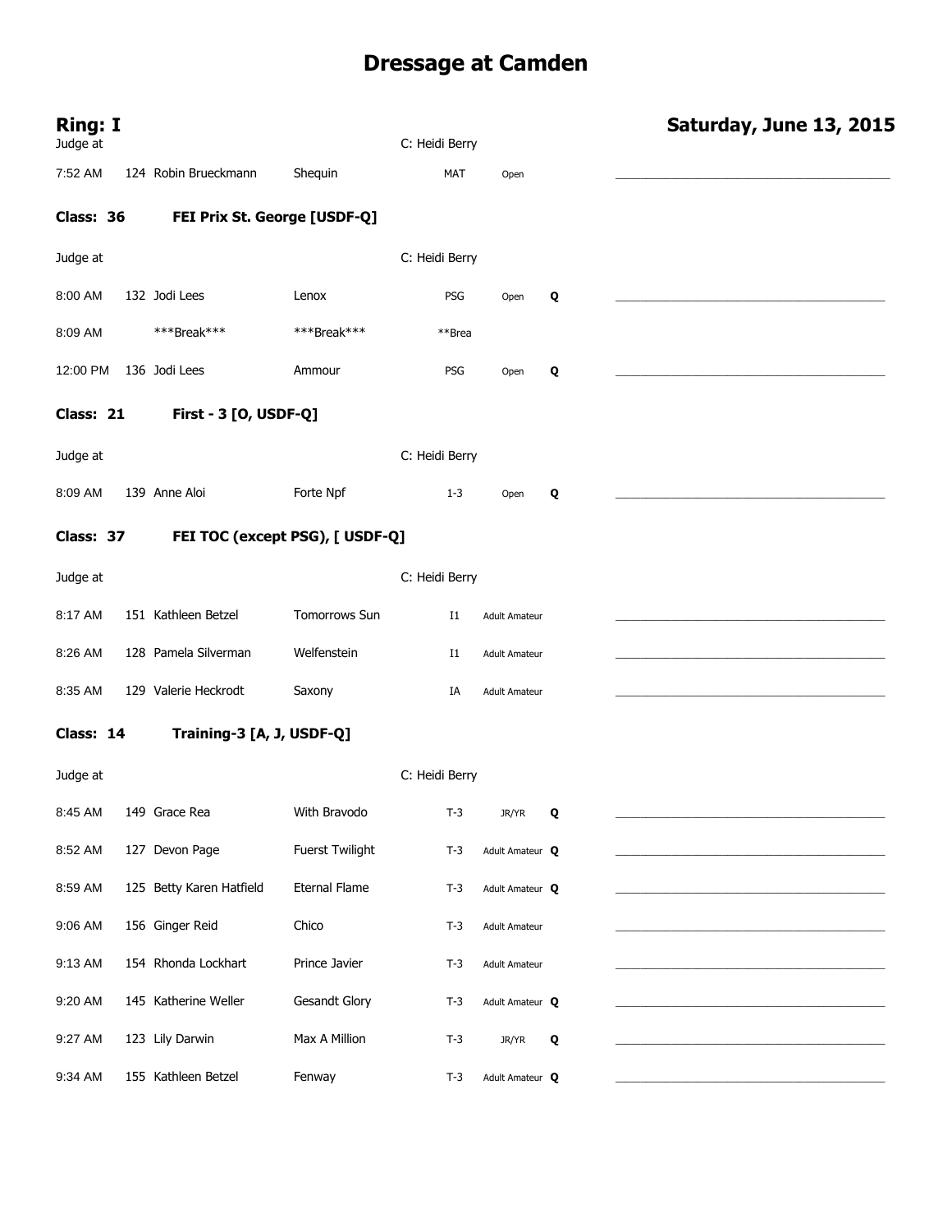# Dressage at Camden

**Ring: I** — **Saturday, June 13, 2015**

Judge at C: Heidi Berry

| Time | No. | Rider | Horse | Test | Division | Q | |
|---|---|---|---|---|---|---|---|
| 7:52 AM | 124 | Robin Brueckmann | Shequin | MAT | Open | | ________________ |

### Class: 36 FEI Prix St. George [USDF-Q]

Judge at C: Heidi Berry

| Time | No. | Rider | Horse | Test | Division | Q | |
|---|---|---|---|---|---|---|---|
| 8:00 AM | 132 | Jodi Lees | Lenox | PSG | Open | Q | ________________ |
| 8:09 AM | | ***Break*** | ***Break*** | **Brea | | | |
| 12:00 PM | 136 | Jodi Lees | Ammour | PSG | Open | Q | ________________ |

### Class: 21 First - 3 [O, USDF-Q]

Judge at C: Heidi Berry

| Time | No. | Rider | Horse | Test | Division | Q | |
|---|---|---|---|---|---|---|---|
| 8:09 AM | 139 | Anne Aloi | Forte Npf | 1-3 | Open | Q | ________________ |

### Class: 37 FEI TOC (except PSG), [ USDF-Q]

Judge at C: Heidi Berry

| Time | No. | Rider | Horse | Test | Division | Q | |
|---|---|---|---|---|---|---|---|
| 8:17 AM | 151 | Kathleen Betzel | Tomorrows Sun | I1 | Adult Amateur | | ________________ |
| 8:26 AM | 128 | Pamela Silverman | Welfenstein | I1 | Adult Amateur | | ________________ |
| 8:35 AM | 129 | Valerie Heckrodt | Saxony | IA | Adult Amateur | | ________________ |

### Class: 14 Training-3 [A, J, USDF-Q]

Judge at C: Heidi Berry

| Time | No. | Rider | Horse | Test | Division | Q | |
|---|---|---|---|---|---|---|---|
| 8:45 AM | 149 | Grace Rea | With Bravodo | T-3 | JR/YR | Q | ________________ |
| 8:52 AM | 127 | Devon Page | Fuerst Twilight | T-3 | Adult Amateur | Q | ________________ |
| 8:59 AM | 125 | Betty Karen Hatfield | Eternal Flame | T-3 | Adult Amateur | Q | ________________ |
| 9:06 AM | 156 | Ginger Reid | Chico | T-3 | Adult Amateur | | ________________ |
| 9:13 AM | 154 | Rhonda Lockhart | Prince Javier | T-3 | Adult Amateur | | ________________ |
| 9:20 AM | 145 | Katherine Weller | Gesandt Glory | T-3 | Adult Amateur | Q | ________________ |
| 9:27 AM | 123 | Lily Darwin | Max A Million | T-3 | JR/YR | Q | ________________ |
| 9:34 AM | 155 | Kathleen Betzel | Fenway | T-3 | Adult Amateur | Q | ________________ |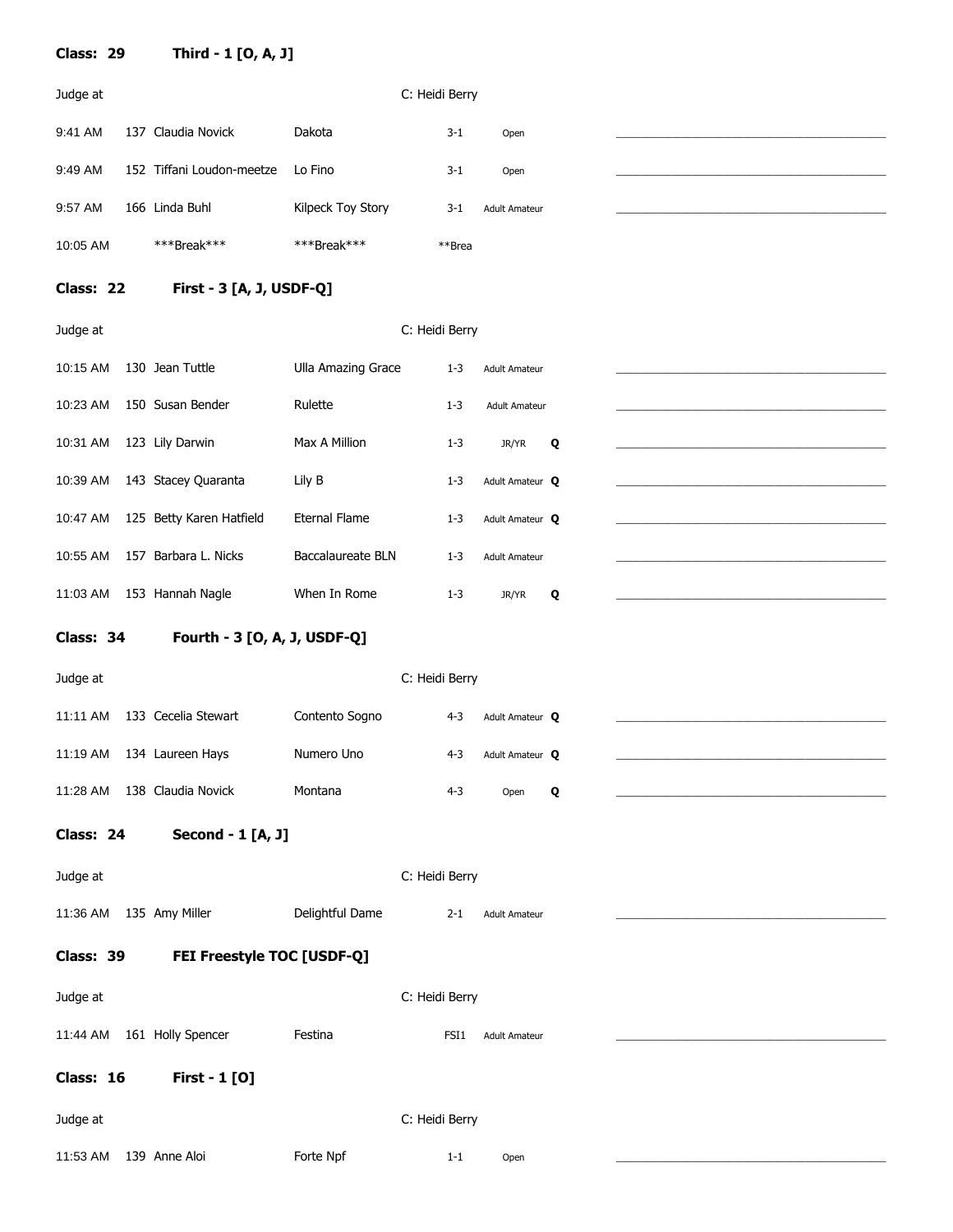**Class: 29** **Third - 1 [O, A, J]**

Judge at C: Heidi Berry

| Time | No. | Rider | Horse | Test | Division | Q | |
|---|---|---|---|---|---|---|---|
| 9:41 AM | 137 | Claudia Novick | Dakota | 3-1 | Open | | ________________ |
| 9:49 AM | 152 | Tiffani Loudon-meetze | Lo Fino | 3-1 | Open | | ________________ |
| 9:57 AM | 166 | Linda Buhl | Kilpeck Toy Story | 3-1 | Adult Amateur | | ________________ |
| 10:05 AM | | ***Break*** | ***Break*** | **Brea | | | |

**Class: 22** **First - 3 [A, J, USDF-Q]**

Judge at C: Heidi Berry

| Time | No. | Rider | Horse | Test | Division | Q | |
|---|---|---|---|---|---|---|---|
| 10:15 AM | 130 | Jean Tuttle | Ulla Amazing Grace | 1-3 | Adult Amateur | | ________________ |
| 10:23 AM | 150 | Susan Bender | Rulette | 1-3 | Adult Amateur | | ________________ |
| 10:31 AM | 123 | Lily Darwin | Max A Million | 1-3 | JR/YR | **Q** | ________________ |
| 10:39 AM | 143 | Stacey Quaranta | Lily B | 1-3 | Adult Amateur | **Q** | ________________ |
| 10:47 AM | 125 | Betty Karen Hatfield | Eternal Flame | 1-3 | Adult Amateur | **Q** | ________________ |
| 10:55 AM | 157 | Barbara L. Nicks | Baccalaureate BLN | 1-3 | Adult Amateur | | ________________ |
| 11:03 AM | 153 | Hannah Nagle | When In Rome | 1-3 | JR/YR | **Q** | ________________ |

**Class: 34** **Fourth - 3 [O, A, J, USDF-Q]**

Judge at C: Heidi Berry

| Time | No. | Rider | Horse | Test | Division | Q | |
|---|---|---|---|---|---|---|---|
| 11:11 AM | 133 | Cecelia Stewart | Contento Sogno | 4-3 | Adult Amateur | **Q** | ________________ |
| 11:19 AM | 134 | Laureen Hays | Numero Uno | 4-3 | Adult Amateur | **Q** | ________________ |
| 11:28 AM | 138 | Claudia Novick | Montana | 4-3 | Open | **Q** | ________________ |

**Class: 24** **Second - 1 [A, J]**

Judge at C: Heidi Berry

| Time | No. | Rider | Horse | Test | Division | Q | |
|---|---|---|---|---|---|---|---|
| 11:36 AM | 135 | Amy Miller | Delightful Dame | 2-1 | Adult Amateur | | ________________ |

**Class: 39** **FEI Freestyle TOC [USDF-Q]**

Judge at C: Heidi Berry

| Time | No. | Rider | Horse | Test | Division | Q | |
|---|---|---|---|---|---|---|---|
| 11:44 AM | 161 | Holly Spencer | Festina | FSI1 | Adult Amateur | | ________________ |

**Class: 16** **First - 1 [O]**

Judge at C: Heidi Berry

| Time | No. | Rider | Horse | Test | Division | Q | |
|---|---|---|---|---|---|---|---|
| 11:53 AM | 139 | Anne Aloi | Forte Npf | 1-1 | Open | | ________________ |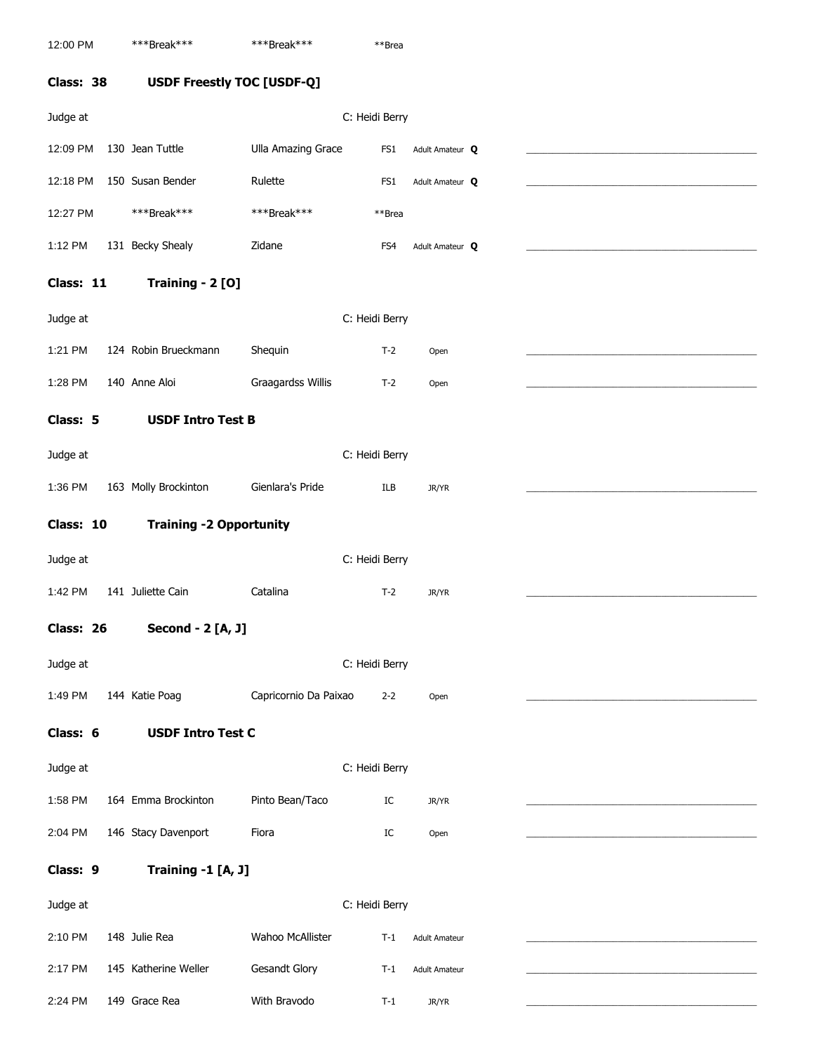| | | | | |
|---|---|---|---|---|
| 12:00 PM | \*\*\*Break\*\*\* | \*\*\*Break\*\*\* | \*\*Brea | |

## Class: 38 USDF Freestly TOC [USDF-Q]

Judge at C: Heidi Berry

| Time | No. | Rider | Horse | Test | Division | |
|---|---|---|---|---|---|---|
| 12:09 PM | 130 | Jean Tuttle | Ulla Amazing Grace | FS1 | Adult Amateur **Q** | ____________ |
| 12:18 PM | 150 | Susan Bender | Rulette | FS1 | Adult Amateur **Q** | ____________ |
| 12:27 PM | | ***Break*** | ***Break*** | **Brea | | |
| 1:12 PM | 131 | Becky Shealy | Zidane | FS4 | Adult Amateur **Q** | ____________ |

## Class: 11 Training - 2 [O]

Judge at C: Heidi Berry

| Time | No. | Rider | Horse | Test | Division | |
|---|---|---|---|---|---|---|
| 1:21 PM | 124 | Robin Brueckmann | Shequin | T-2 | Open | ____________ |
| 1:28 PM | 140 | Anne Aloi | Graagardss Willis | T-2 | Open | ____________ |

## Class: 5 USDF Intro Test B

Judge at C: Heidi Berry

| Time | No. | Rider | Horse | Test | Division | |
|---|---|---|---|---|---|---|
| 1:36 PM | 163 | Molly Brockinton | Gienlara's Pride | ILB | JR/YR | ____________ |

## Class: 10 Training -2 Opportunity

Judge at C: Heidi Berry

| Time | No. | Rider | Horse | Test | Division | |
|---|---|---|---|---|---|---|
| 1:42 PM | 141 | Juliette Cain | Catalina | T-2 | JR/YR | ____________ |

## Class: 26 Second - 2 [A, J]

Judge at C: Heidi Berry

| Time | No. | Rider | Horse | Test | Division | |
|---|---|---|---|---|---|---|
| 1:49 PM | 144 | Katie Poag | Capricornio Da Paixao | 2-2 | Open | ____________ |

## Class: 6 USDF Intro Test C

Judge at C: Heidi Berry

| Time | No. | Rider | Horse | Test | Division | |
|---|---|---|---|---|---|---|
| 1:58 PM | 164 | Emma Brockinton | Pinto Bean/Taco | IC | JR/YR | ____________ |
| 2:04 PM | 146 | Stacy Davenport | Fiora | IC | Open | ____________ |

## Class: 9 Training -1 [A, J]

Judge at C: Heidi Berry

| Time | No. | Rider | Horse | Test | Division | |
|---|---|---|---|---|---|---|
| 2:10 PM | 148 | Julie Rea | Wahoo McAllister | T-1 | Adult Amateur | ____________ |
| 2:17 PM | 145 | Katherine Weller | Gesandt Glory | T-1 | Adult Amateur | ____________ |
| 2:24 PM | 149 | Grace Rea | With Bravodo | T-1 | JR/YR | ____________ |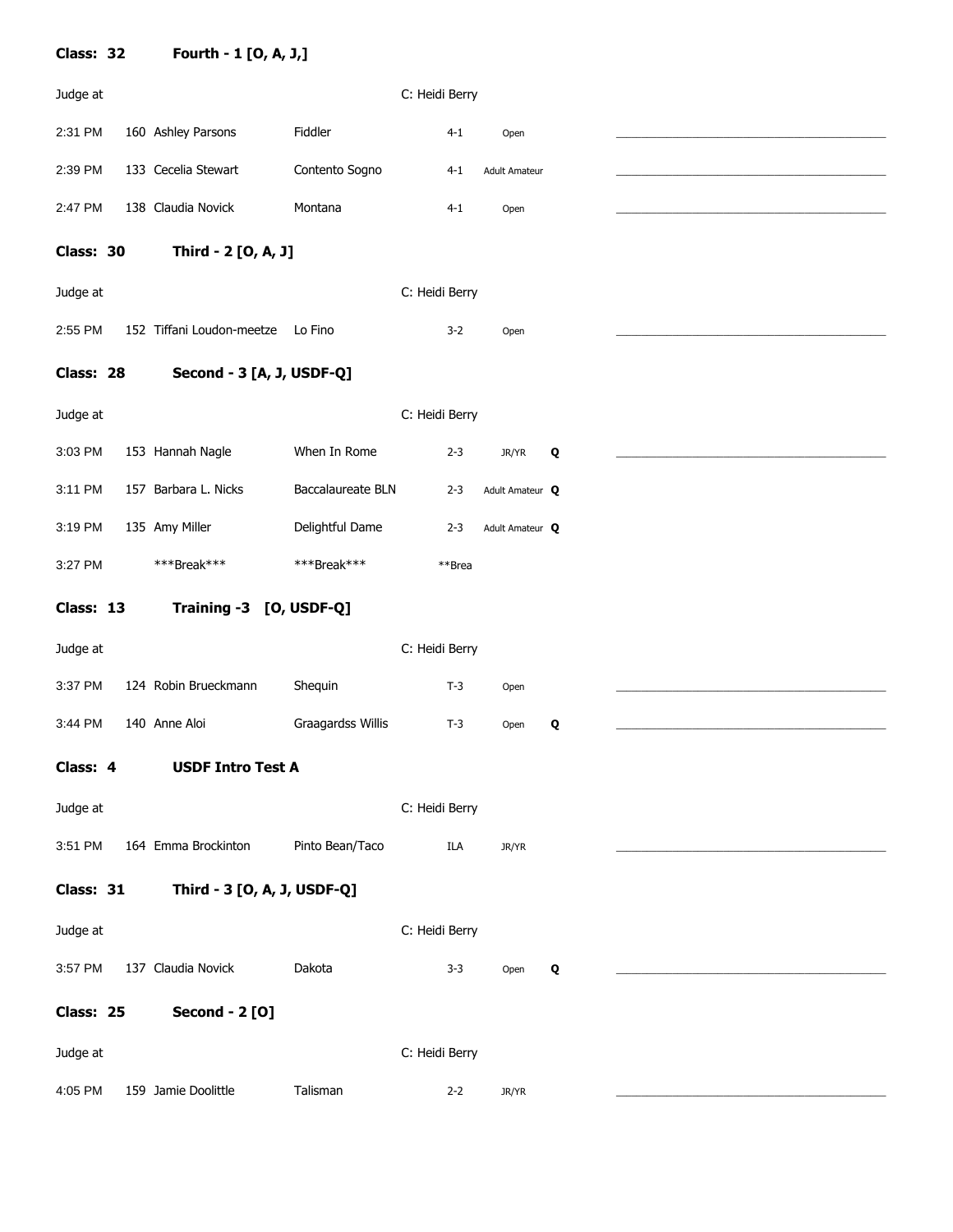**Class: 32** **Fourth - 1 [O, A, J,]**

Judge at C: Heidi Berry

| Time | No. | Rider | Horse | Test | Division | Q | |
|---|---|---|---|---|---|---|---|
| 2:31 PM | 160 | Ashley Parsons | Fiddler | 4-1 | Open | | ________________________ |
| 2:39 PM | 133 | Cecelia Stewart | Contento Sogno | 4-1 | Adult Amateur | | ________________________ |
| 2:47 PM | 138 | Claudia Novick | Montana | 4-1 | Open | | ________________________ |

**Class: 30** **Third - 2 [O, A, J]**

Judge at C: Heidi Berry

| Time | No. | Rider | Horse | Test | Division | Q | |
|---|---|---|---|---|---|---|---|
| 2:55 PM | 152 | Tiffani Loudon-meetze | Lo Fino | 3-2 | Open | | ________________________ |

**Class: 28** **Second - 3 [A, J, USDF-Q]**

Judge at C: Heidi Berry

| Time | No. | Rider | Horse | Test | Division | Q | |
|---|---|---|---|---|---|---|---|
| 3:03 PM | 153 | Hannah Nagle | When In Rome | 2-3 | JR/YR | Q | ________________________ |
| 3:11 PM | 157 | Barbara L. Nicks | Baccalaureate BLN | 2-3 | Adult Amateur | Q | |
| 3:19 PM | 135 | Amy Miller | Delightful Dame | 2-3 | Adult Amateur | Q | |
| 3:27 PM | | ***Break*** | ***Break*** | **Brea | | | |

**Class: 13** **Training -3 [O, USDF-Q]**

Judge at C: Heidi Berry

| Time | No. | Rider | Horse | Test | Division | Q | |
|---|---|---|---|---|---|---|---|
| 3:37 PM | 124 | Robin Brueckmann | Shequin | T-3 | Open | | ________________________ |
| 3:44 PM | 140 | Anne Aloi | Graagardss Willis | T-3 | Open | Q | ________________________ |

**Class: 4** **USDF Intro Test A**

Judge at C: Heidi Berry

| Time | No. | Rider | Horse | Test | Division | Q | |
|---|---|---|---|---|---|---|---|
| 3:51 PM | 164 | Emma Brockinton | Pinto Bean/Taco | ILA | JR/YR | | ________________________ |

**Class: 31** **Third - 3 [O, A, J, USDF-Q]**

Judge at C: Heidi Berry

| Time | No. | Rider | Horse | Test | Division | Q | |
|---|---|---|---|---|---|---|---|
| 3:57 PM | 137 | Claudia Novick | Dakota | 3-3 | Open | Q | ________________________ |

**Class: 25** **Second - 2 [O]**

Judge at C: Heidi Berry

| Time | No. | Rider | Horse | Test | Division | Q | |
|---|---|---|---|---|---|---|---|
| 4:05 PM | 159 | Jamie Doolittle | Talisman | 2-2 | JR/YR | | ________________________ |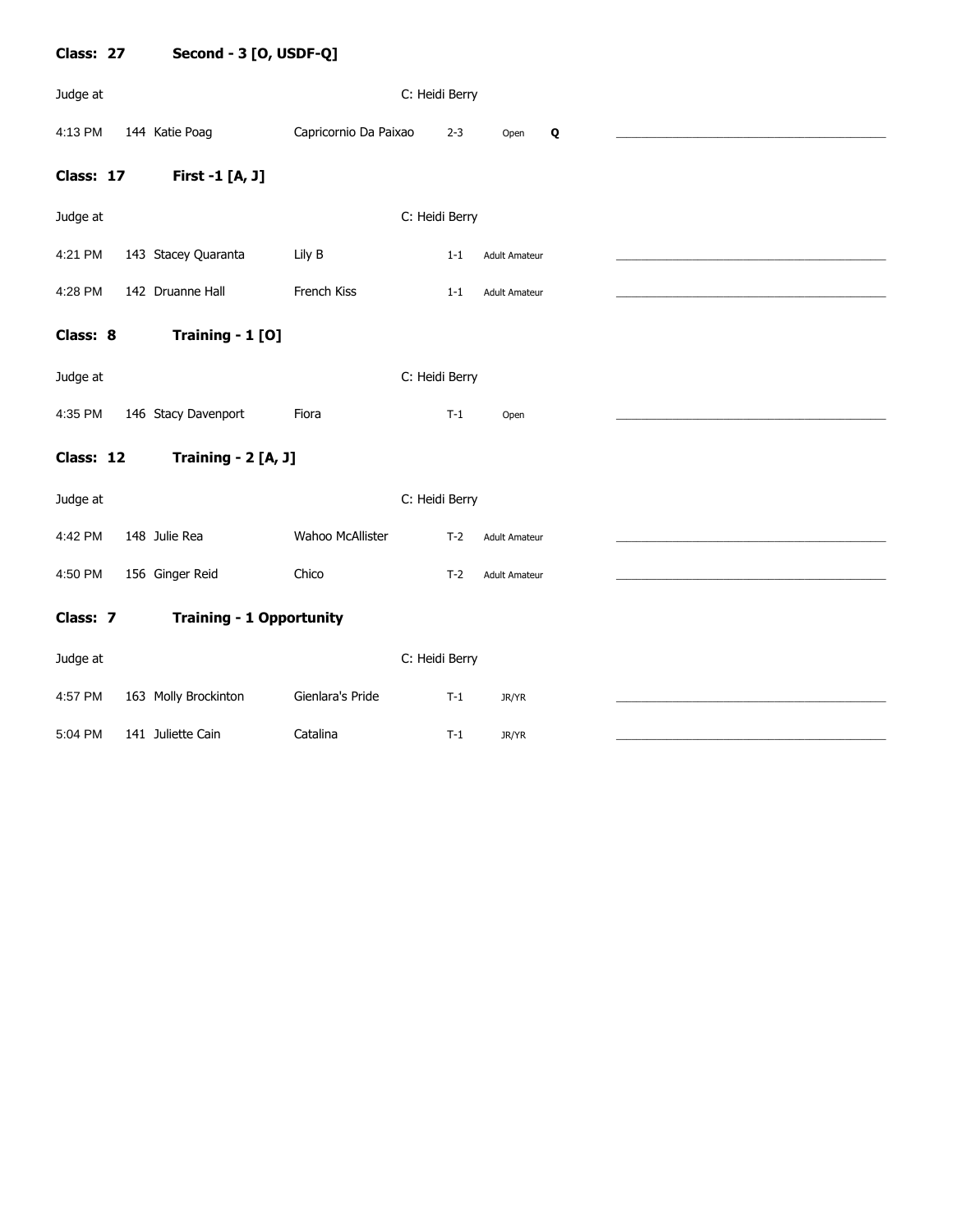**Class: 27** **Second - 3 [O, USDF-Q]**

Judge at C: Heidi Berry

| Time | No. | Rider | Horse | Test | Division | Q | Score |
|---|---|---|---|---|---|---|---|
| 4:13 PM | 144 | Katie Poag | Capricornio Da Paixao | 2-3 | Open | **Q** | ________________ |

**Class: 17** **First -1 [A, J]**

Judge at C: Heidi Berry

| Time | No. | Rider | Horse | Test | Division | Score |
|---|---|---|---|---|---|---|
| 4:21 PM | 143 | Stacey Quaranta | Lily B | 1-1 | Adult Amateur | ________________ |
| 4:28 PM | 142 | Druanne Hall | French Kiss | 1-1 | Adult Amateur | ________________ |

**Class: 8** **Training - 1 [O]**

Judge at C: Heidi Berry

| Time | No. | Rider | Horse | Test | Division | Score |
|---|---|---|---|---|---|---|
| 4:35 PM | 146 | Stacy Davenport | Fiora | T-1 | Open | ________________ |

**Class: 12** **Training - 2 [A, J]**

Judge at C: Heidi Berry

| Time | No. | Rider | Horse | Test | Division | Score |
|---|---|---|---|---|---|---|
| 4:42 PM | 148 | Julie Rea | Wahoo McAllister | T-2 | Adult Amateur | ________________ |
| 4:50 PM | 156 | Ginger Reid | Chico | T-2 | Adult Amateur | ________________ |

**Class: 7** **Training - 1 Opportunity**

Judge at C: Heidi Berry

| Time | No. | Rider | Horse | Test | Division | Score |
|---|---|---|---|---|---|---|
| 4:57 PM | 163 | Molly Brockinton | Gienlara's Pride | T-1 | JR/YR | ________________ |
| 5:04 PM | 141 | Juliette Cain | Catalina | T-1 | JR/YR | ________________ |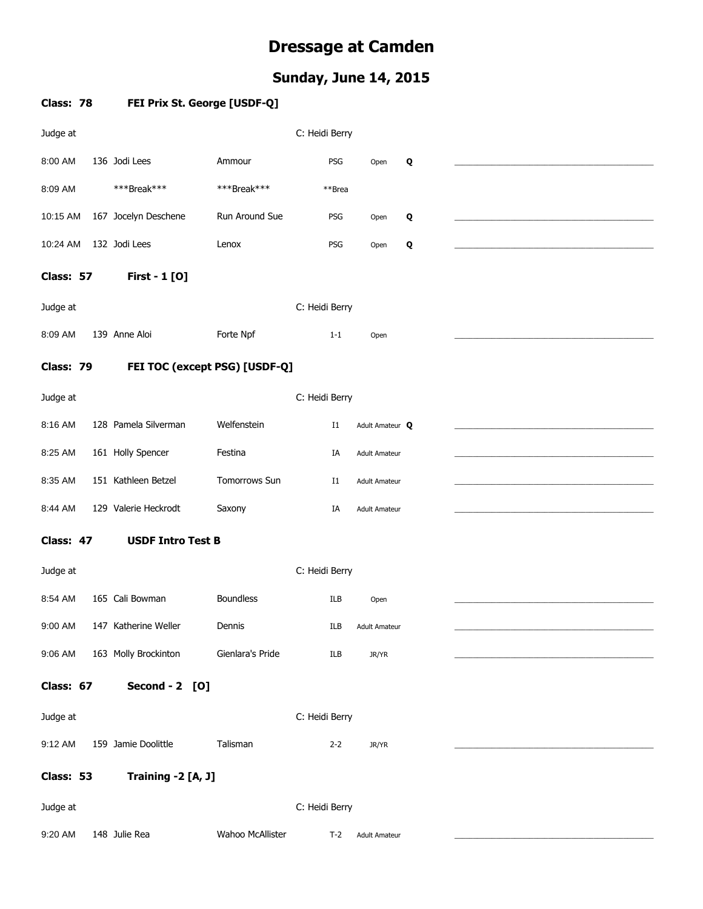# Dressage at Camden

## Sunday, June 14, 2015

### Class: 78 FEI Prix St. George [USDF-Q]

Judge at C: Heidi Berry

| Time | # | Rider | Horse | Test | Division | Q | |
|---|---|---|---|---|---|---|---|
| 8:00 AM | 136 | Jodi Lees | Ammour | PSG | Open | Q | ________________ |
| 8:09 AM | | ***Break*** | ***Break*** | **Brea | | | |
| 10:15 AM | 167 | Jocelyn Deschene | Run Around Sue | PSG | Open | Q | ________________ |
| 10:24 AM | 132 | Jodi Lees | Lenox | PSG | Open | Q | ________________ |

### Class: 57 First - 1 [O]

Judge at C: Heidi Berry

| Time | # | Rider | Horse | Test | Division | Q | |
|---|---|---|---|---|---|---|---|
| 8:09 AM | 139 | Anne Aloi | Forte Npf | 1-1 | Open | | ________________ |

### Class: 79 FEI TOC (except PSG) [USDF-Q]

Judge at C: Heidi Berry

| Time | # | Rider | Horse | Test | Division | Q | |
|---|---|---|---|---|---|---|---|
| 8:16 AM | 128 | Pamela Silverman | Welfenstein | I1 | Adult Amateur | Q | ________________ |
| 8:25 AM | 161 | Holly Spencer | Festina | IA | Adult Amateur | | ________________ |
| 8:35 AM | 151 | Kathleen Betzel | Tomorrows Sun | I1 | Adult Amateur | | ________________ |
| 8:44 AM | 129 | Valerie Heckrodt | Saxony | IA | Adult Amateur | | ________________ |

### Class: 47 USDF Intro Test B

Judge at C: Heidi Berry

| Time | # | Rider | Horse | Test | Division | Q | |
|---|---|---|---|---|---|---|---|
| 8:54 AM | 165 | Cali Bowman | Boundless | ILB | Open | | ________________ |
| 9:00 AM | 147 | Katherine Weller | Dennis | ILB | Adult Amateur | | ________________ |
| 9:06 AM | 163 | Molly Brockinton | Gienlara's Pride | ILB | JR/YR | | ________________ |

### Class: 67 Second - 2 [O]

Judge at C: Heidi Berry

| Time | # | Rider | Horse | Test | Division | Q | |
|---|---|---|---|---|---|---|---|
| 9:12 AM | 159 | Jamie Doolittle | Talisman | 2-2 | JR/YR | | ________________ |

### Class: 53 Training -2 [A, J]

Judge at C: Heidi Berry

| Time | # | Rider | Horse | Test | Division | Q | |
|---|---|---|---|---|---|---|---|
| 9:20 AM | 148 | Julie Rea | Wahoo McAllister | T-2 | Adult Amateur | | ________________ |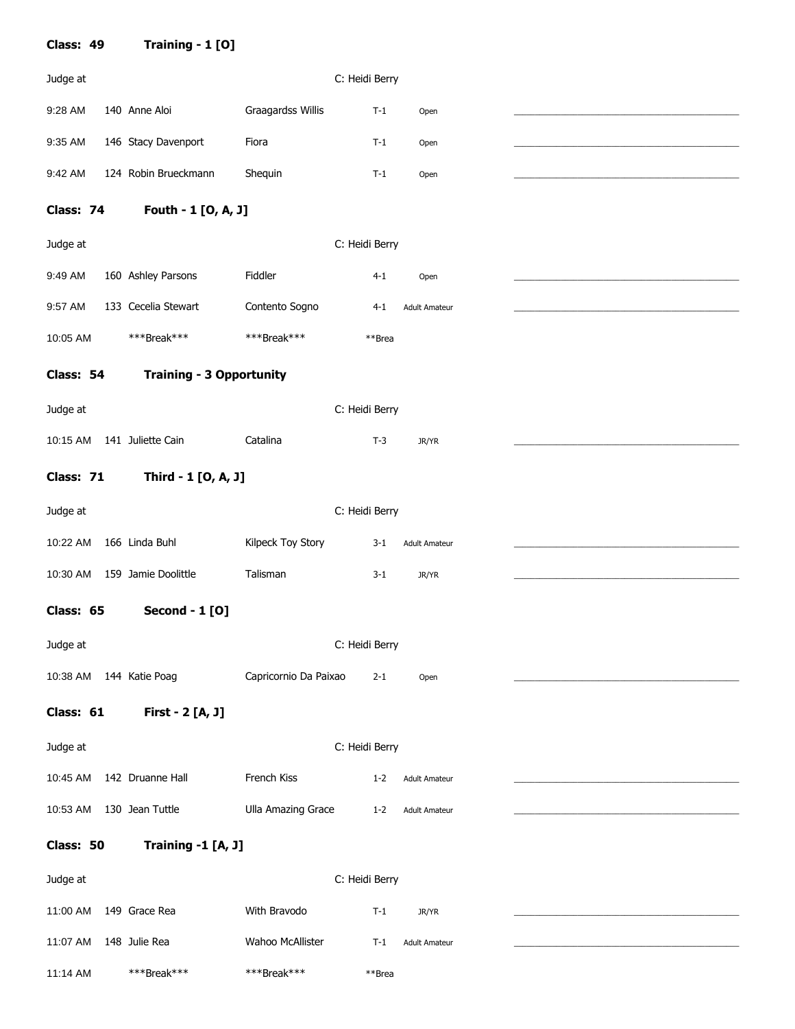**Class: 49** **Training - 1 [O]**

Judge at C: Heidi Berry

| Time | No. | Rider | Horse | Test | Division | |
|---|---|---|---|---|---|---|
| 9:28 AM | 140 | Anne Aloi | Graagardss Willis | T-1 | Open | |
| 9:35 AM | 146 | Stacy Davenport | Fiora | T-1 | Open | |
| 9:42 AM | 124 | Robin Brueckmann | Shequin | T-1 | Open | |

**Class: 74** **Fouth - 1 [O, A, J]**

Judge at C: Heidi Berry

| Time | No. | Rider | Horse | Test | Division | |
|---|---|---|---|---|---|---|
| 9:49 AM | 160 | Ashley Parsons | Fiddler | 4-1 | Open | |
| 9:57 AM | 133 | Cecelia Stewart | Contento Sogno | 4-1 | Adult Amateur | |
| 10:05 AM | | ***Break*** | ***Break*** | **Brea | | |

**Class: 54** **Training - 3 Opportunity**

Judge at C: Heidi Berry

| Time | No. | Rider | Horse | Test | Division | |
|---|---|---|---|---|---|---|
| 10:15 AM | 141 | Juliette Cain | Catalina | T-3 | JR/YR | |

**Class: 71** **Third - 1 [O, A, J]**

Judge at C: Heidi Berry

| Time | No. | Rider | Horse | Test | Division | |
|---|---|---|---|---|---|---|
| 10:22 AM | 166 | Linda Buhl | Kilpeck Toy Story | 3-1 | Adult Amateur | |
| 10:30 AM | 159 | Jamie Doolittle | Talisman | 3-1 | JR/YR | |

**Class: 65** **Second - 1 [O]**

Judge at C: Heidi Berry

| Time | No. | Rider | Horse | Test | Division | |
|---|---|---|---|---|---|---|
| 10:38 AM | 144 | Katie Poag | Capricornio Da Paixao | 2-1 | Open | |

**Class: 61** **First - 2 [A, J]**

Judge at C: Heidi Berry

| Time | No. | Rider | Horse | Test | Division | |
|---|---|---|---|---|---|---|
| 10:45 AM | 142 | Druanne Hall | French Kiss | 1-2 | Adult Amateur | |
| 10:53 AM | 130 | Jean Tuttle | Ulla Amazing Grace | 1-2 | Adult Amateur | |

**Class: 50** **Training -1 [A, J]**

Judge at C: Heidi Berry

| Time | No. | Rider | Horse | Test | Division | |
|---|---|---|---|---|---|---|
| 11:00 AM | 149 | Grace Rea | With Bravodo | T-1 | JR/YR | |
| 11:07 AM | 148 | Julie Rea | Wahoo McAllister | T-1 | Adult Amateur | |
| 11:14 AM | | ***Break*** | ***Break*** | **Brea | | |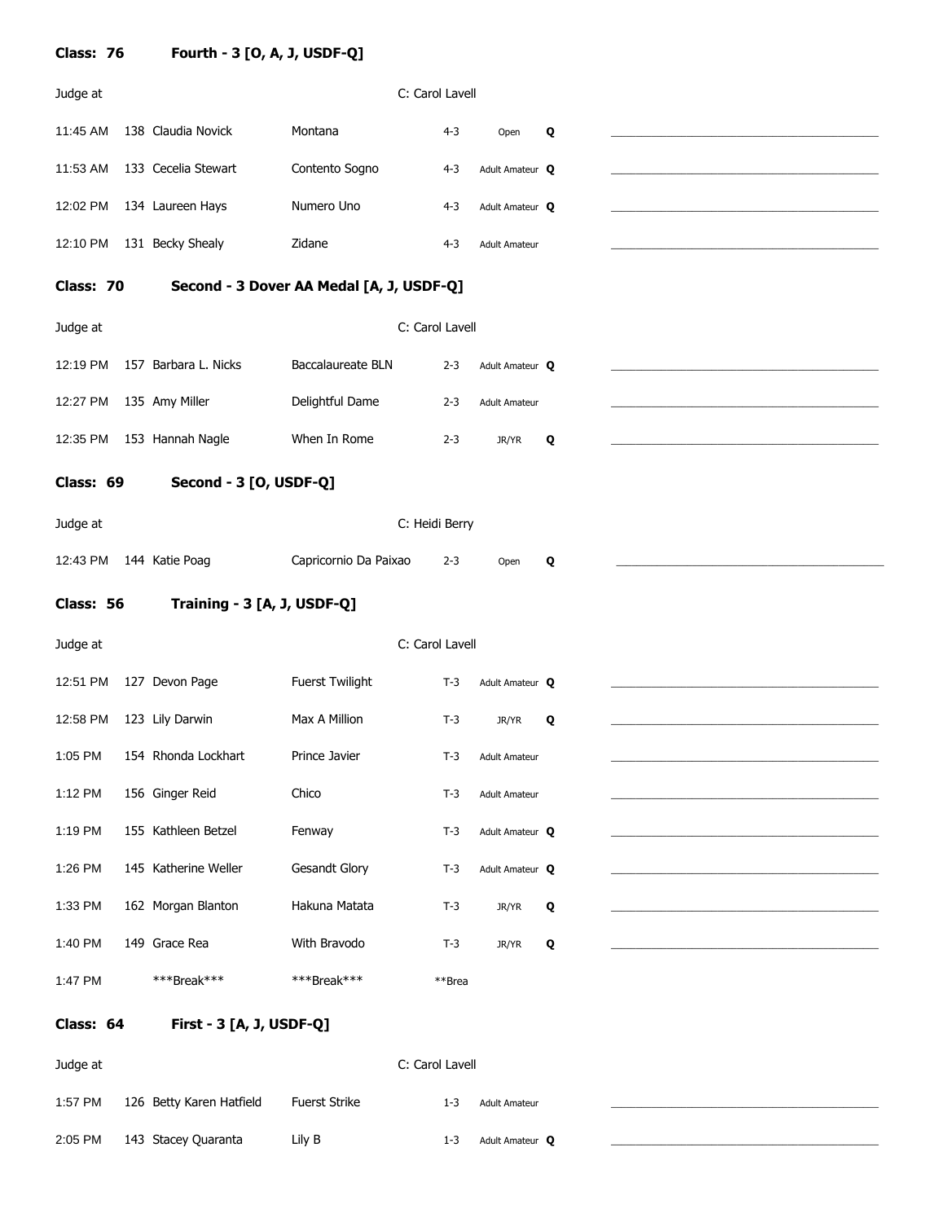## Class: 76 Fourth - 3 [O, A, J, USDF-Q]

Judge at C: Carol Lavell

| Time | No. | Rider | Horse | Test | Division | Q | |
|---|---|---|---|---|---|---|---|
| 11:45 AM | 138 | Claudia Novick | Montana | 4-3 | Open | Q | ______________________ |
| 11:53 AM | 133 | Cecelia Stewart | Contento Sogno | 4-3 | Adult Amateur | Q | ______________________ |
| 12:02 PM | 134 | Laureen Hays | Numero Uno | 4-3 | Adult Amateur | Q | ______________________ |
| 12:10 PM | 131 | Becky Shealy | Zidane | 4-3 | Adult Amateur | | ______________________ |

## Class: 70 Second - 3 Dover AA Medal [A, J, USDF-Q]

Judge at C: Carol Lavell

| Time | No. | Rider | Horse | Test | Division | Q | |
|---|---|---|---|---|---|---|---|
| 12:19 PM | 157 | Barbara L. Nicks | Baccalaureate BLN | 2-3 | Adult Amateur | Q | ______________________ |
| 12:27 PM | 135 | Amy Miller | Delightful Dame | 2-3 | Adult Amateur | | ______________________ |
| 12:35 PM | 153 | Hannah Nagle | When In Rome | 2-3 | JR/YR | Q | ______________________ |

## Class: 69 Second - 3 [O, USDF-Q]

Judge at C: Heidi Berry

| Time | No. | Rider | Horse | Test | Division | Q | |
|---|---|---|---|---|---|---|---|
| 12:43 PM | 144 | Katie Poag | Capricornio Da Paixao | 2-3 | Open | Q | ______________________ |

## Class: 56 Training - 3 [A, J, USDF-Q]

Judge at C: Carol Lavell

| Time | No. | Rider | Horse | Test | Division | Q | |
|---|---|---|---|---|---|---|---|
| 12:51 PM | 127 | Devon Page | Fuerst Twilight | T-3 | Adult Amateur | Q | ______________________ |
| 12:58 PM | 123 | Lily Darwin | Max A Million | T-3 | JR/YR | Q | ______________________ |
| 1:05 PM | 154 | Rhonda Lockhart | Prince Javier | T-3 | Adult Amateur | | ______________________ |
| 1:12 PM | 156 | Ginger Reid | Chico | T-3 | Adult Amateur | | ______________________ |
| 1:19 PM | 155 | Kathleen Betzel | Fenway | T-3 | Adult Amateur | Q | ______________________ |
| 1:26 PM | 145 | Katherine Weller | Gesandt Glory | T-3 | Adult Amateur | Q | ______________________ |
| 1:33 PM | 162 | Morgan Blanton | Hakuna Matata | T-3 | JR/YR | Q | ______________________ |
| 1:40 PM | 149 | Grace Rea | With Bravodo | T-3 | JR/YR | Q | ______________________ |
| 1:47 PM | | ***Break*** | ***Break*** | **Brea | | | |

## Class: 64 First - 3 [A, J, USDF-Q]

Judge at C: Carol Lavell

| Time | No. | Rider | Horse | Test | Division | Q | |
|---|---|---|---|---|---|---|---|
| 1:57 PM | 126 | Betty Karen Hatfield | Fuerst Strike | 1-3 | Adult Amateur | | ______________________ |
| 2:05 PM | 143 | Stacey Quaranta | Lily B | 1-3 | Adult Amateur | Q | ______________________ |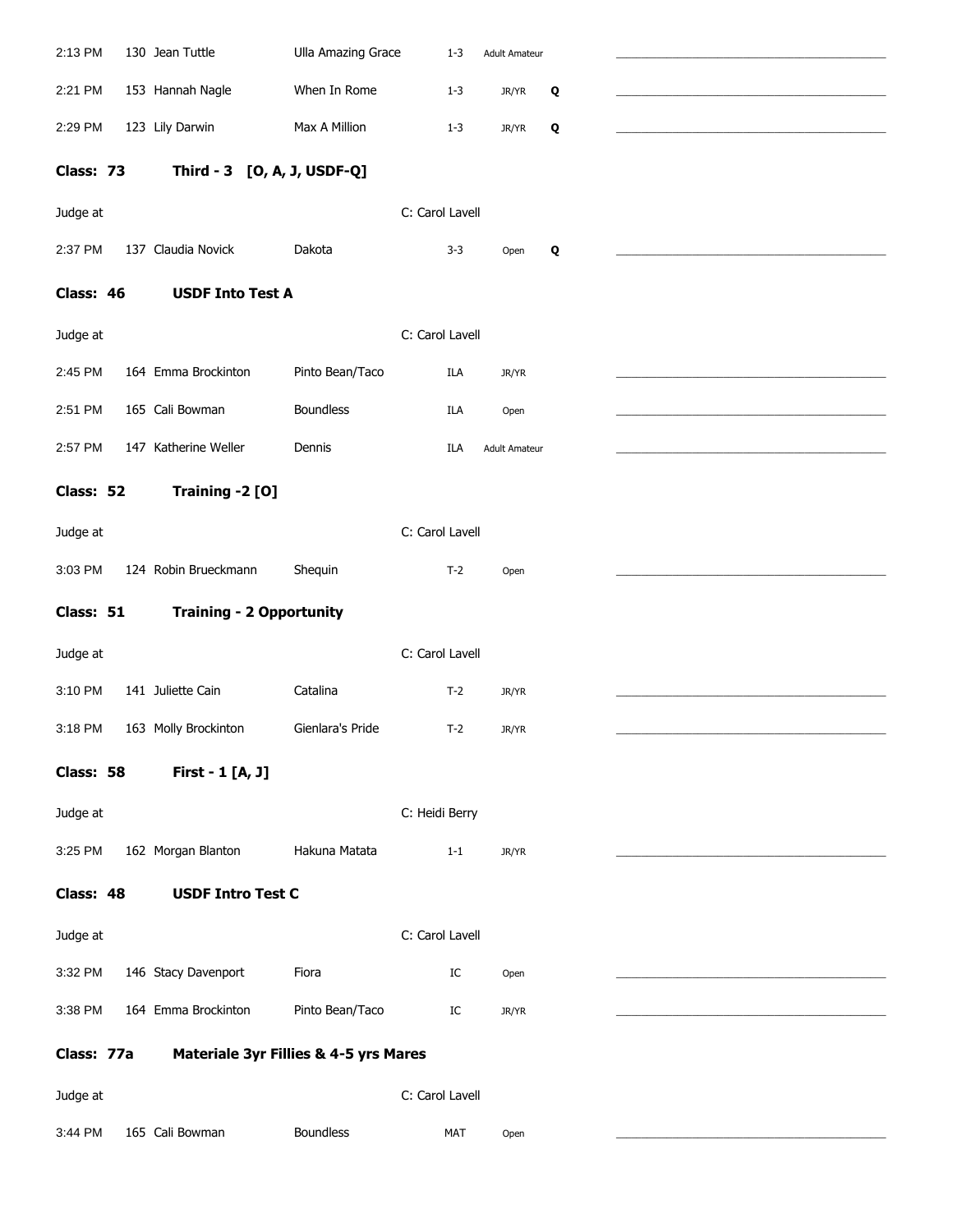| | | | | | | |
|---|---|---|---|---|---|---|
| 2:13 PM | 130 | Jean Tuttle | Ulla Amazing Grace | 1-3 | Adult Amateur | |
| 2:21 PM | 153 | Hannah Nagle | When In Rome | 1-3 | JR/YR | Q |
| 2:29 PM | 123 | Lily Darwin | Max A Million | 1-3 | JR/YR | Q |

**Class: 73 Third - 3 [O, A, J, USDF-Q]**

Judge at C: Carol Lavell

| | | | | | | |
|---|---|---|---|---|---|---|
| 2:37 PM | 137 | Claudia Novick | Dakota | 3-3 | Open | Q |

**Class: 46 USDF Into Test A**

Judge at C: Carol Lavell

| | | | | | |
|---|---|---|---|---|---|
| 2:45 PM | 164 | Emma Brockinton | Pinto Bean/Taco | ILA | JR/YR |
| 2:51 PM | 165 | Cali Bowman | Boundless | ILA | Open |
| 2:57 PM | 147 | Katherine Weller | Dennis | ILA | Adult Amateur |

**Class: 52 Training -2 [O]**

Judge at C: Carol Lavell

| | | | | | |
|---|---|---|---|---|---|
| 3:03 PM | 124 | Robin Brueckmann | Shequin | T-2 | Open |

**Class: 51 Training - 2 Opportunity**

Judge at C: Carol Lavell

| | | | | | |
|---|---|---|---|---|---|
| 3:10 PM | 141 | Juliette Cain | Catalina | T-2 | JR/YR |
| 3:18 PM | 163 | Molly Brockinton | Gienlara's Pride | T-2 | JR/YR |

**Class: 58 First - 1 [A, J]**

Judge at C: Heidi Berry

| | | | | | |
|---|---|---|---|---|---|
| 3:25 PM | 162 | Morgan Blanton | Hakuna Matata | 1-1 | JR/YR |

**Class: 48 USDF Intro Test C**

Judge at C: Carol Lavell

| | | | | | |
|---|---|---|---|---|---|
| 3:32 PM | 146 | Stacy Davenport | Fiora | IC | Open |
| 3:38 PM | 164 | Emma Brockinton | Pinto Bean/Taco | IC | JR/YR |

**Class: 77a Materiale 3yr Fillies & 4-5 yrs Mares**

Judge at C: Carol Lavell

| | | | | | |
|---|---|---|---|---|---|
| 3:44 PM | 165 | Cali Bowman | Boundless | MAT | Open |